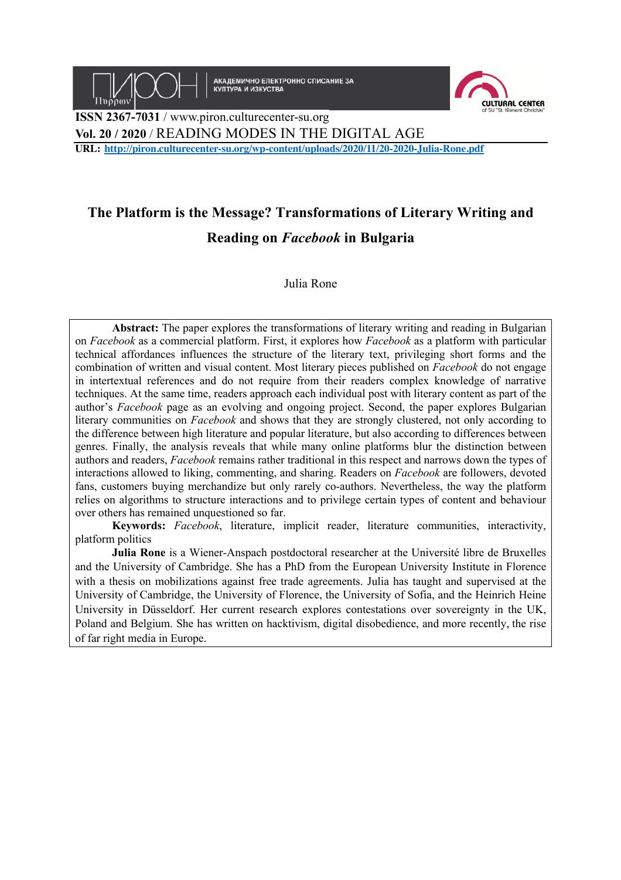ISSN 2367-7031 / www.piron.culturecenter-su.org

**Vol. 20 / 2020** / READING MODES IN THE DIGITAL AGE

**URL:** http://piron.culturecenter-su.org/wp-content/uploads/2020/11/20-2020-Julia-Rone.pdf

# The Platform is the Message? Transformations of Literary Writing and Reading on *Facebook* in Bulgaria

Julia Rone

**Abstract:** The paper explores the transformations of literary writing and reading in Bulgarian on *Facebook* as a commercial platform. First, it explores how *Facebook* as a platform with particular technical affordances influences the structure of the literary text, privileging short forms and the combination of written and visual content. Most literary pieces published on *Facebook* do not engage in intertextual references and do not require from their readers complex knowledge of narrative techniques. At the same time, readers approach each individual post with literary content as part of the author's *Facebook* page as an evolving and ongoing project. Second, the paper explores Bulgarian literary communities on *Facebook* and shows that they are strongly clustered, not only according to the difference between high literature and popular literature, but also according to differences between genres. Finally, the analysis reveals that while many online platforms blur the distinction between authors and readers, *Facebook* remains rather traditional in this respect and narrows down the types of interactions allowed to liking, commenting, and sharing. Readers on *Facebook* are followers, devoted fans, customers buying merchandize but only rarely co-authors. Nevertheless, the way the platform relies on algorithms to structure interactions and to privilege certain types of content and behaviour over others has remained unquestioned so far.

**Keywords:** *Facebook*, literature, implicit reader, literature communities, interactivity, platform politics

**Julia Rone** is a Wiener-Anspach postdoctoral researcher at the Université libre de Bruxelles and the University of Cambridge. She has a PhD from the European University Institute in Florence with a thesis on mobilizations against free trade agreements. Julia has taught and supervised at the University of Cambridge, the University of Florence, the University of Sofia, and the Heinrich Heine University in Düsseldorf. Her current research explores contestations over sovereignty in the UK, Poland and Belgium. She has written on hacktivism, digital disobedience, and more recently, the rise of far right media in Europe.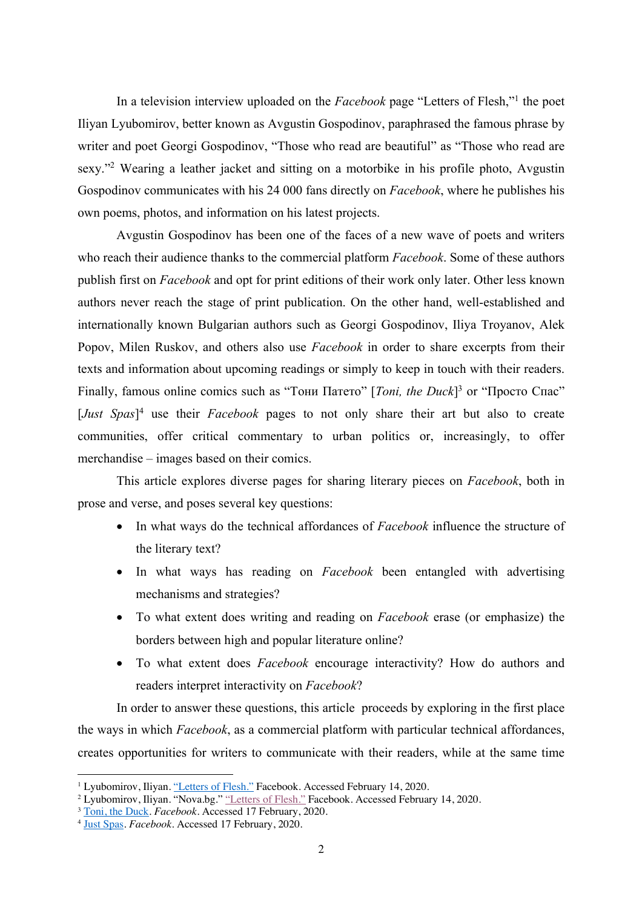In a television interview uploaded on the *Facebook* page "Letters of Flesh,"[1] the poet Iliyan Lyubomirov, better known as Avgustin Gospodinov, paraphrased the famous phrase by writer and poet Georgi Gospodinov, "Those who read are beautiful" as "Those who read are sexy."[2] Wearing a leather jacket and sitting on a motorbike in his profile photo, Avgustin Gospodinov communicates with his 24 000 fans directly on *Facebook*, where he publishes his own poems, photos, and information on his latest projects.

Avgustin Gospodinov has been one of the faces of a new wave of poets and writers who reach their audience thanks to the commercial platform *Facebook*. Some of these authors publish first on *Facebook* and opt for print editions of their work only later. Other less known authors never reach the stage of print publication. On the other hand, well-established and internationally known Bulgarian authors such as Georgi Gospodinov, Iliya Troyanov, Alek Popov, Milen Ruskov, and others also use *Facebook* in order to share excerpts from their texts and information about upcoming readings or simply to keep in touch with their readers. Finally, famous online comics such as "Тони Патето" [*Toni, the Duck*][3] or "Просто Спас" [*Just Spas*][4] use their *Facebook* pages to not only share their art but also to create communities, offer critical commentary to urban politics or, increasingly, to offer merchandise – images based on their comics.

This article explores diverse pages for sharing literary pieces on *Facebook*, both in prose and verse, and poses several key questions:

- In what ways do the technical affordances of *Facebook* influence the structure of the literary text?
- In what ways has reading on *Facebook* been entangled with advertising mechanisms and strategies?
- To what extent does writing and reading on *Facebook* erase (or emphasize) the borders between high and popular literature online?
- To what extent does *Facebook* encourage interactivity? How do authors and readers interpret interactivity on *Facebook*?

In order to answer these questions, this article proceeds by exploring in the first place the ways in which *Facebook*, as a commercial platform with particular technical affordances, creates opportunities for writers to communicate with their readers, while at the same time

---

[1] Lyubomirov, Iliyan. "Letters of Flesh." Facebook. Accessed February 14, 2020.

[2] Lyubomirov, Iliyan. "Nova.bg." "Letters of Flesh." Facebook. Accessed February 14, 2020.

[3] Toni, the Duck. *Facebook*. Accessed 17 February, 2020.

[4] Just Spas. *Facebook*. Accessed 17 February, 2020.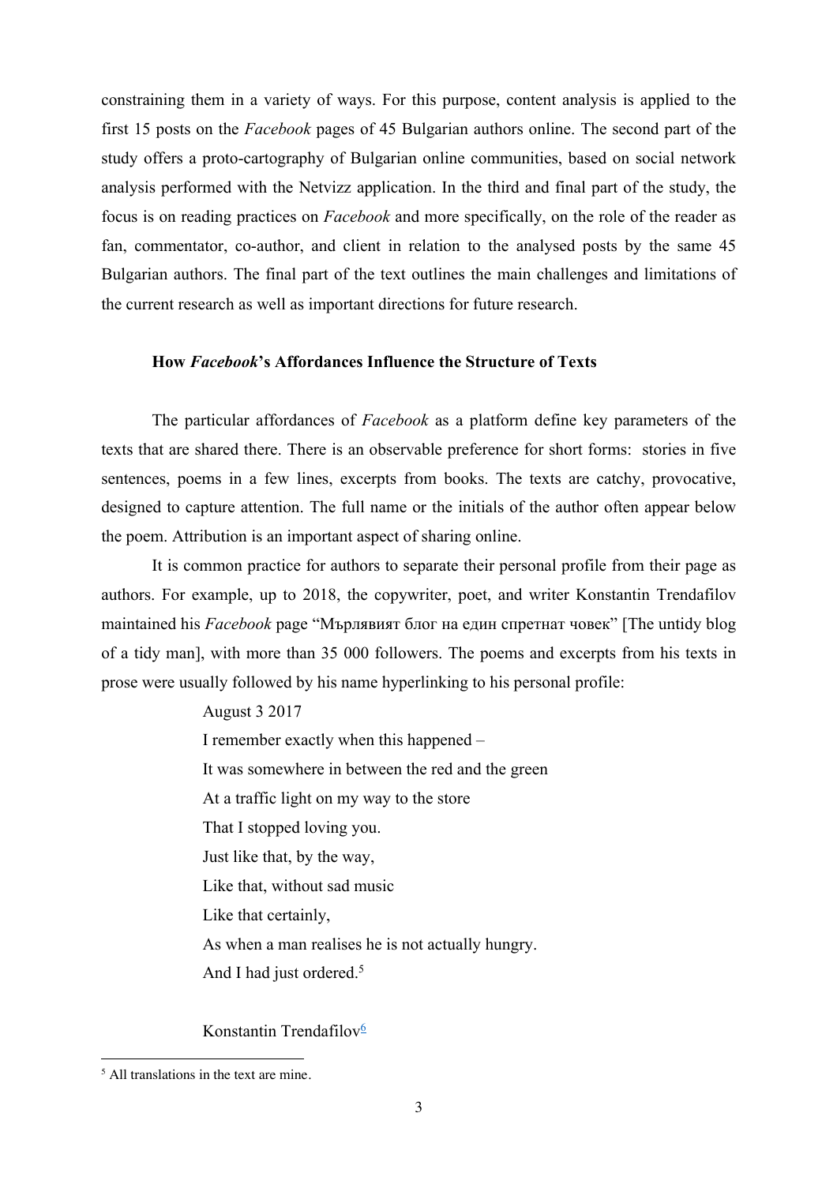constraining them in a variety of ways. For this purpose, content analysis is applied to the first 15 posts on the *Facebook* pages of 45 Bulgarian authors online. The second part of the study offers a proto-cartography of Bulgarian online communities, based on social network analysis performed with the Netvizz application. In the third and final part of the study, the focus is on reading practices on *Facebook* and more specifically, on the role of the reader as fan, commentator, co-author, and client in relation to the analysed posts by the same 45 Bulgarian authors. The final part of the text outlines the main challenges and limitations of the current research as well as important directions for future research.

## How *Facebook*'s Affordances Influence the Structure of Texts

The particular affordances of *Facebook* as a platform define key parameters of the texts that are shared there. There is an observable preference for short forms: stories in five sentences, poems in a few lines, excerpts from books. The texts are catchy, provocative, designed to capture attention. The full name or the initials of the author often appear below the poem. Attribution is an important aspect of sharing online.

It is common practice for authors to separate their personal profile from their page as authors. For example, up to 2018, the copywriter, poet, and writer Konstantin Trendafilov maintained his *Facebook* page "Мърлявият блог на един спретнат човек" [The untidy blog of a tidy man], with more than 35 000 followers. The poems and excerpts from his texts in prose were usually followed by his name hyperlinking to his personal profile:

> August 3 2017
> I remember exactly when this happened –
> It was somewhere in between the red and the green
> At a traffic light on my way to the store
> That I stopped loving you.
> Just like that, by the way,
> Like that, without sad music
> Like that certainly,
> As when a man realises he is not actually hungry.
> And I had just ordered.[5]
>
> Konstantin Trendafilov[6]

[5] All translations in the text are mine.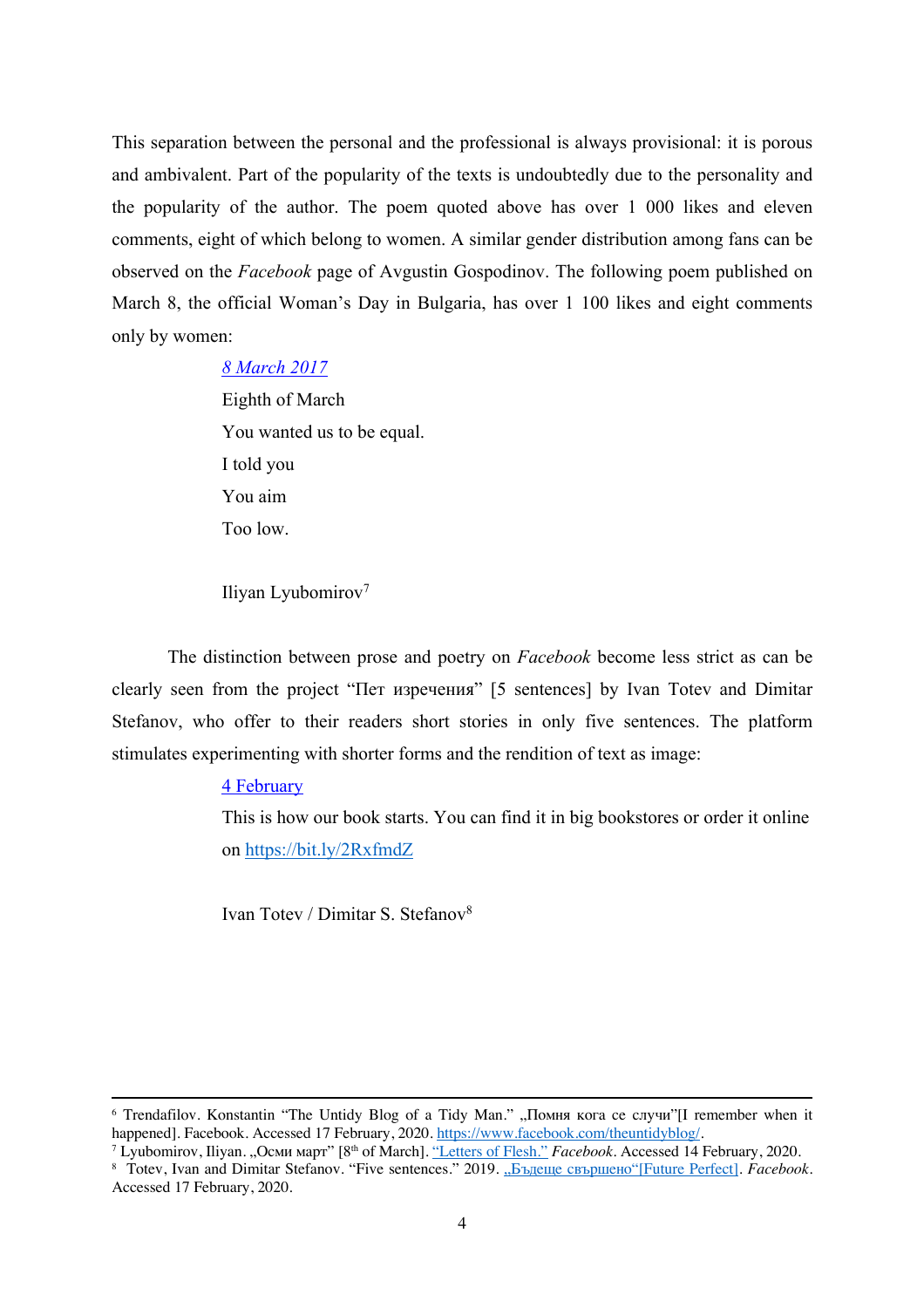This separation between the personal and the professional is always provisional: it is porous and ambivalent. Part of the popularity of the texts is undoubtedly due to the personality and the popularity of the author. The poem quoted above has over 1 000 likes and eleven comments, eight of which belong to women. A similar gender distribution among fans can be observed on the *Facebook* page of Avgustin Gospodinov. The following poem published on March 8, the official Woman's Day in Bulgaria, has over 1 100 likes and eight comments only by women:

> *8 March 2017*
>
> Eighth of March
>
> You wanted us to be equal.
>
> I told you
>
> You aim
>
> Too low.
>
> Iliyan Lyubomirov[7]

The distinction between prose and poetry on *Facebook* become less strict as can be clearly seen from the project "Пет изречения" [5 sentences] by Ivan Totev and Dimitar Stefanov, who offer to their readers short stories in only five sentences. The platform stimulates experimenting with shorter forms and the rendition of text as image:

> 4 February
>
> This is how our book starts. You can find it in big bookstores or order it online on https://bit.ly/2RxfmdZ
>
> Ivan Totev / Dimitar S. Stefanov[8]

---

[6] Trendafilov. Konstantin "The Untidy Blog of a Tidy Man." „Помня кога се случи"[I remember when it happened]. Facebook. Accessed 17 February, 2020. https://www.facebook.com/theuntidyblog/.

[7] Lyubomirov, Iliyan. „Осми март" [8th of March]. "Letters of Flesh." *Facebook*. Accessed 14 February, 2020.

[8] Totev, Ivan and Dimitar Stefanov. "Five sentences." 2019. „Бъдеще свършено"[Future Perfect]. *Facebook*. Accessed 17 February, 2020.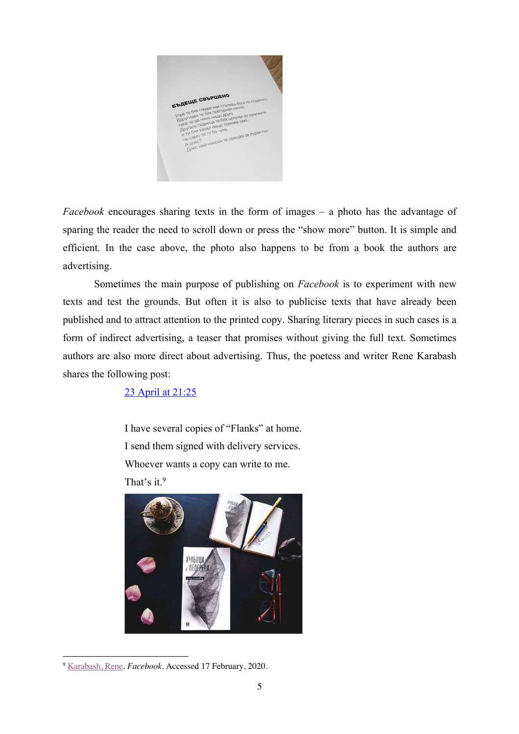*Facebook* encourages sharing texts in the form of images – a photo has the advantage of sparing the reader the need to scroll down or press the "show more" button. It is simple and efficient. In the case above, the photo also happens to be from a book the authors are advertising.

Sometimes the main purpose of publishing on *Facebook* is to experiment with new texts and test the grounds. But often it is also to publicise texts that have already been published and to attract attention to the printed copy. Sharing literary pieces in such cases is a form of indirect advertising, a teaser that promises without giving the full text. Sometimes authors are also more direct about advertising. Thus, the poetess and writer Rene Karabash shares the following post:

> [23 April at 21:25]
>
> I have several copies of "Flanks" at home.
> I send them signed with delivery services.
> Whoever wants a copy can write to me.
> That's it.[9]

[9] Karabash, Rene. *Facebook*. Accessed 17 February, 2020.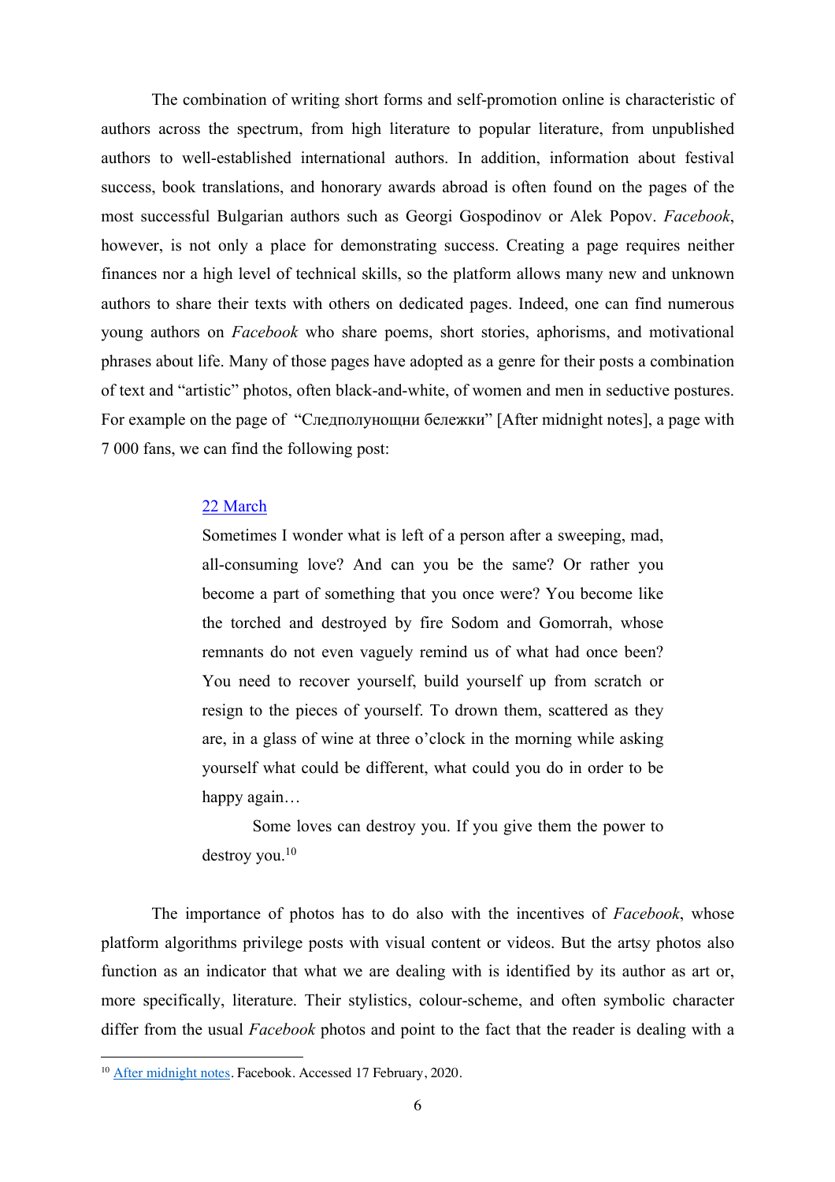The combination of writing short forms and self-promotion online is characteristic of authors across the spectrum, from high literature to popular literature, from unpublished authors to well-established international authors. In addition, information about festival success, book translations, and honorary awards abroad is often found on the pages of the most successful Bulgarian authors such as Georgi Gospodinov or Alek Popov. *Facebook*, however, is not only a place for demonstrating success. Creating a page requires neither finances nor a high level of technical skills, so the platform allows many new and unknown authors to share their texts with others on dedicated pages. Indeed, one can find numerous young authors on *Facebook* who share poems, short stories, aphorisms, and motivational phrases about life. Many of those pages have adopted as a genre for their posts a combination of text and "artistic" photos, often black-and-white, of women and men in seductive postures. For example on the page of "Следполунощни бележки" [After midnight notes], a page with 7 000 fans, we can find the following post:

> 22 March
>
> Sometimes I wonder what is left of a person after a sweeping, mad, all-consuming love? And can you be the same? Or rather you become a part of something that you once were? You become like the torched and destroyed by fire Sodom and Gomorrah, whose remnants do not even vaguely remind us of what had once been? You need to recover yourself, build yourself up from scratch or resign to the pieces of yourself. To drown them, scattered as they are, in a glass of wine at three o'clock in the morning while asking yourself what could be different, what could you do in order to be happy again…
>
> Some loves can destroy you. If you give them the power to destroy you.[10]

The importance of photos has to do also with the incentives of *Facebook*, whose platform algorithms privilege posts with visual content or videos. But the artsy photos also function as an indicator that what we are dealing with is identified by its author as art or, more specifically, literature. Their stylistics, colour-scheme, and often symbolic character differ from the usual *Facebook* photos and point to the fact that the reader is dealing with a

[10] After midnight notes. Facebook. Accessed 17 February, 2020.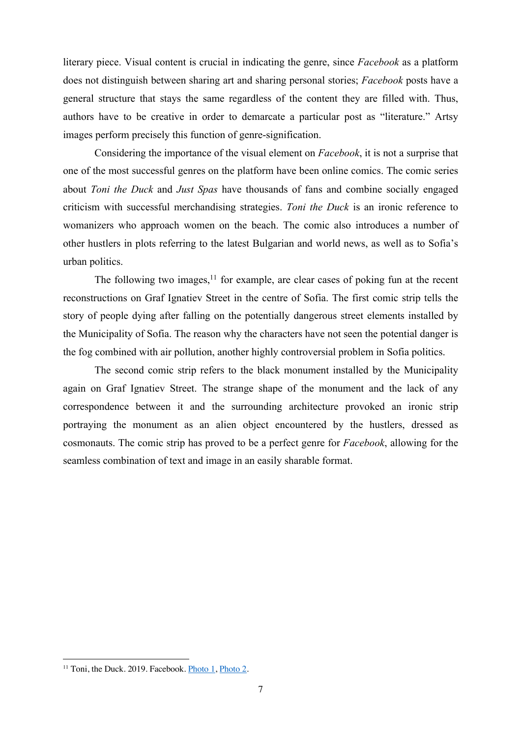literary piece. Visual content is crucial in indicating the genre, since *Facebook* as a platform does not distinguish between sharing art and sharing personal stories; *Facebook* posts have a general structure that stays the same regardless of the content they are filled with. Thus, authors have to be creative in order to demarcate a particular post as "literature." Artsy images perform precisely this function of genre-signification.

Considering the importance of the visual element on *Facebook*, it is not a surprise that one of the most successful genres on the platform have been online comics. The comic series about *Toni the Duck* and *Just Spas* have thousands of fans and combine socially engaged criticism with successful merchandising strategies. *Toni the Duck* is an ironic reference to womanizers who approach women on the beach. The comic also introduces a number of other hustlers in plots referring to the latest Bulgarian and world news, as well as to Sofia's urban politics.

The following two images,[11] for example, are clear cases of poking fun at the recent reconstructions on Graf Ignatiev Street in the centre of Sofia. The first comic strip tells the story of people dying after falling on the potentially dangerous street elements installed by the Municipality of Sofia. The reason why the characters have not seen the potential danger is the fog combined with air pollution, another highly controversial problem in Sofia politics.

The second comic strip refers to the black monument installed by the Municipality again on Graf Ignatiev Street. The strange shape of the monument and the lack of any correspondence between it and the surrounding architecture provoked an ironic strip portraying the monument as an alien object encountered by the hustlers, dressed as cosmonauts. The comic strip has proved to be a perfect genre for *Facebook*, allowing for the seamless combination of text and image in an easily sharable format.

[11] Toni, the Duck. 2019. Facebook. Photo 1, Photo 2.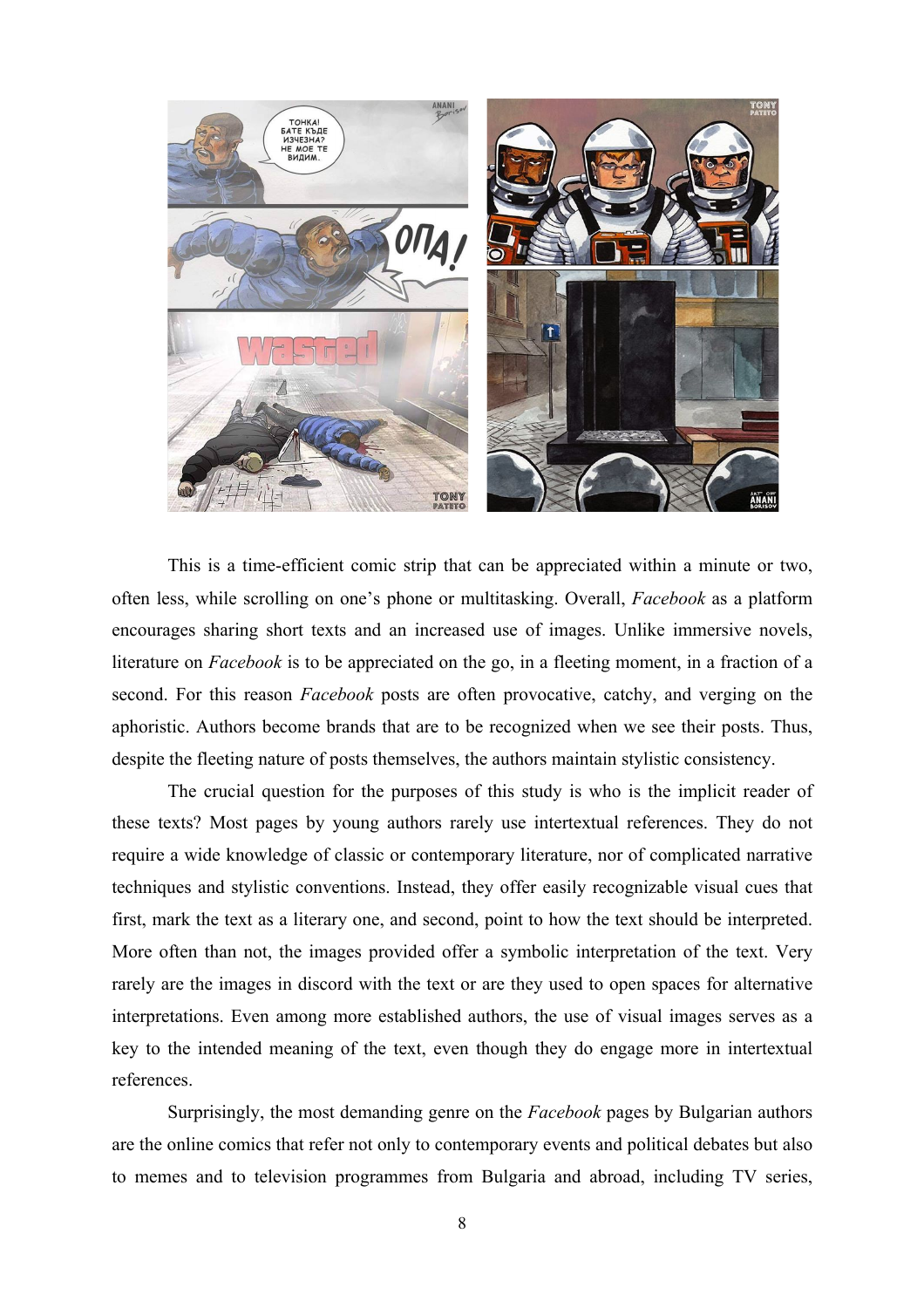This is a time-efficient comic strip that can be appreciated within a minute or two, often less, while scrolling on one's phone or multitasking. Overall, *Facebook* as a platform encourages sharing short texts and an increased use of images. Unlike immersive novels, literature on *Facebook* is to be appreciated on the go, in a fleeting moment, in a fraction of a second. For this reason *Facebook* posts are often provocative, catchy, and verging on the aphoristic. Authors become brands that are to be recognized when we see their posts. Thus, despite the fleeting nature of posts themselves, the authors maintain stylistic consistency.

The crucial question for the purposes of this study is who is the implicit reader of these texts? Most pages by young authors rarely use intertextual references. They do not require a wide knowledge of classic or contemporary literature, nor of complicated narrative techniques and stylistic conventions. Instead, they offer easily recognizable visual cues that first, mark the text as a literary one, and second, point to how the text should be interpreted. More often than not, the images provided offer a symbolic interpretation of the text. Very rarely are the images in discord with the text or are they used to open spaces for alternative interpretations. Even among more established authors, the use of visual images serves as a key to the intended meaning of the text, even though they do engage more in intertextual references.

Surprisingly, the most demanding genre on the *Facebook* pages by Bulgarian authors are the online comics that refer not only to contemporary events and political debates but also to memes and to television programmes from Bulgaria and abroad, including TV series,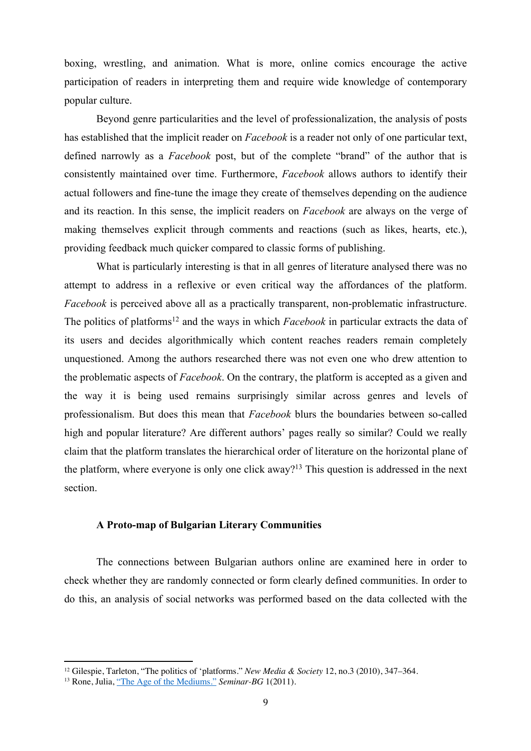boxing, wrestling, and animation. What is more, online comics encourage the active participation of readers in interpreting them and require wide knowledge of contemporary popular culture.

Beyond genre particularities and the level of professionalization, the analysis of posts has established that the implicit reader on *Facebook* is a reader not only of one particular text, defined narrowly as a *Facebook* post, but of the complete "brand" of the author that is consistently maintained over time. Furthermore, *Facebook* allows authors to identify their actual followers and fine-tune the image they create of themselves depending on the audience and its reaction. In this sense, the implicit readers on *Facebook* are always on the verge of making themselves explicit through comments and reactions (such as likes, hearts, etc.), providing feedback much quicker compared to classic forms of publishing.

What is particularly interesting is that in all genres of literature analysed there was no attempt to address in a reflexive or even critical way the affordances of the platform. *Facebook* is perceived above all as a practically transparent, non-problematic infrastructure. The politics of platforms[12] and the ways in which *Facebook* in particular extracts the data of its users and decides algorithmically which content reaches readers remain completely unquestioned. Among the authors researched there was not even one who drew attention to the problematic aspects of *Facebook*. On the contrary, the platform is accepted as a given and the way it is being used remains surprisingly similar across genres and levels of professionalism. But does this mean that *Facebook* blurs the boundaries between so-called high and popular literature? Are different authors' pages really so similar? Could we really claim that the platform translates the hierarchical order of literature on the horizontal plane of the platform, where everyone is only one click away?[13] This question is addressed in the next section.

### A Proto-map of Bulgarian Literary Communities

The connections between Bulgarian authors online are examined here in order to check whether they are randomly connected or form clearly defined communities. In order to do this, an analysis of social networks was performed based on the data collected with the

---

[12] Gilespie, Tarleton, "The politics of 'platforms." *New Media & Society* 12, no.3 (2010), 347–364.

[13] Rone, Julia, "The Age of the Mediums." *Seminar-BG* 1(2011).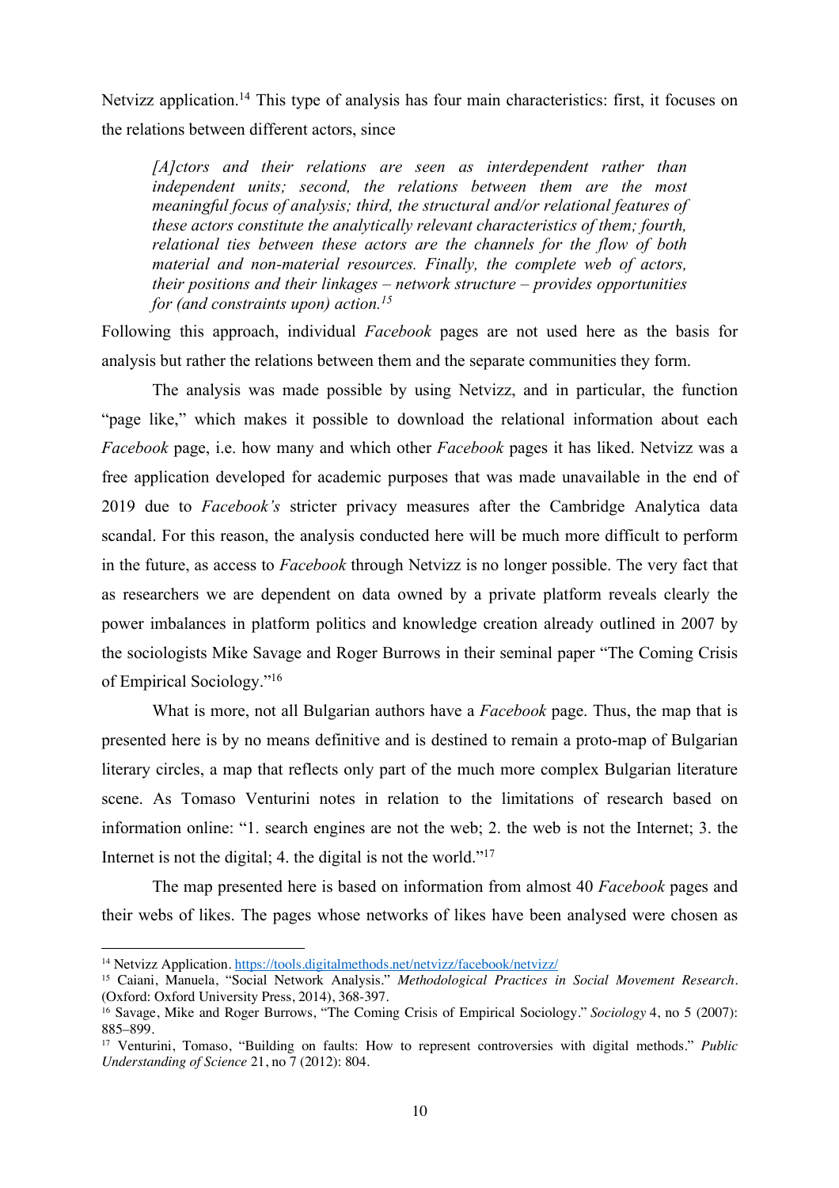Netvizz application.[14] This type of analysis has four main characteristics: first, it focuses on the relations between different actors, since

> *[A]ctors and their relations are seen as interdependent rather than independent units; second, the relations between them are the most meaningful focus of analysis; third, the structural and/or relational features of these actors constitute the analytically relevant characteristics of them; fourth, relational ties between these actors are the channels for the flow of both material and non-material resources. Finally, the complete web of actors, their positions and their linkages – network structure – provides opportunities for (and constraints upon) action.*[15]

Following this approach, individual *Facebook* pages are not used here as the basis for analysis but rather the relations between them and the separate communities they form.

The analysis was made possible by using Netvizz, and in particular, the function "page like," which makes it possible to download the relational information about each *Facebook* page, i.e. how many and which other *Facebook* pages it has liked. Netvizz was a free application developed for academic purposes that was made unavailable in the end of 2019 due to *Facebook's* stricter privacy measures after the Cambridge Analytica data scandal. For this reason, the analysis conducted here will be much more difficult to perform in the future, as access to *Facebook* through Netvizz is no longer possible. The very fact that as researchers we are dependent on data owned by a private platform reveals clearly the power imbalances in platform politics and knowledge creation already outlined in 2007 by the sociologists Mike Savage and Roger Burrows in their seminal paper "The Coming Crisis of Empirical Sociology."[16]

What is more, not all Bulgarian authors have a *Facebook* page. Thus, the map that is presented here is by no means definitive and is destined to remain a proto-map of Bulgarian literary circles, a map that reflects only part of the much more complex Bulgarian literature scene. As Tomaso Venturini notes in relation to the limitations of research based on information online: "1. search engines are not the web; 2. the web is not the Internet; 3. the Internet is not the digital; 4. the digital is not the world."[17]

The map presented here is based on information from almost 40 *Facebook* pages and their webs of likes. The pages whose networks of likes have been analysed were chosen as

---

[14] Netvizz Application. https://tools.digitalmethods.net/netvizz/facebook/netvizz/

[15] Caiani, Manuela, "Social Network Analysis." *Methodological Practices in Social Movement Research*. (Oxford: Oxford University Press, 2014), 368-397.

[16] Savage, Mike and Roger Burrows, "The Coming Crisis of Empirical Sociology." *Sociology* 4, no 5 (2007): 885–899.

[17] Venturini, Tomaso, "Building on faults: How to represent controversies with digital methods." *Public Understanding of Science* 21, no 7 (2012): 804.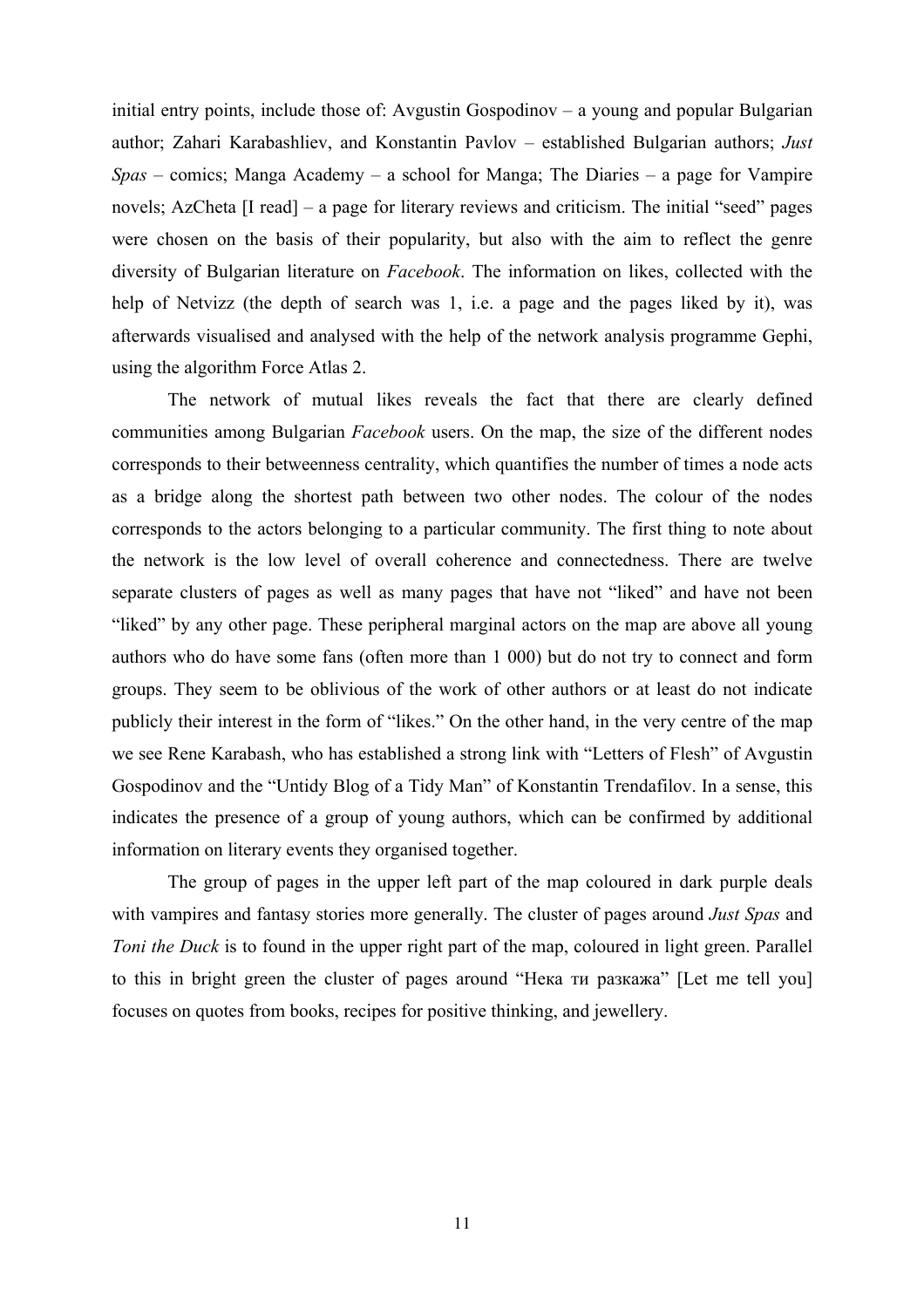initial entry points, include those of: Avgustin Gospodinov – a young and popular Bulgarian author; Zahari Karabashliev, and Konstantin Pavlov – established Bulgarian authors; *Just Spas* – comics; Manga Academy – a school for Manga; The Diaries – a page for Vampire novels; AzCheta [I read] – a page for literary reviews and criticism. The initial "seed" pages were chosen on the basis of their popularity, but also with the aim to reflect the genre diversity of Bulgarian literature on *Facebook*. The information on likes, collected with the help of Netvizz (the depth of search was 1, i.e. a page and the pages liked by it), was afterwards visualised and analysed with the help of the network analysis programme Gephi, using the algorithm Force Atlas 2.

The network of mutual likes reveals the fact that there are clearly defined communities among Bulgarian *Facebook* users. On the map, the size of the different nodes corresponds to their betweenness centrality, which quantifies the number of times a node acts as a bridge along the shortest path between two other nodes. The colour of the nodes corresponds to the actors belonging to a particular community. The first thing to note about the network is the low level of overall coherence and connectedness. There are twelve separate clusters of pages as well as many pages that have not "liked" and have not been "liked" by any other page. These peripheral marginal actors on the map are above all young authors who do have some fans (often more than 1 000) but do not try to connect and form groups. They seem to be oblivious of the work of other authors or at least do not indicate publicly their interest in the form of "likes." On the other hand, in the very centre of the map we see Rene Karabash, who has established a strong link with "Letters of Flesh" of Avgustin Gospodinov and the "Untidy Blog of a Tidy Man" of Konstantin Trendafilov. In a sense, this indicates the presence of a group of young authors, which can be confirmed by additional information on literary events they organised together.

The group of pages in the upper left part of the map coloured in dark purple deals with vampires and fantasy stories more generally. The cluster of pages around *Just Spas* and *Toni the Duck* is to found in the upper right part of the map, coloured in light green. Parallel to this in bright green the cluster of pages around "Нека ти разкажа" [Let me tell you] focuses on quotes from books, recipes for positive thinking, and jewellery.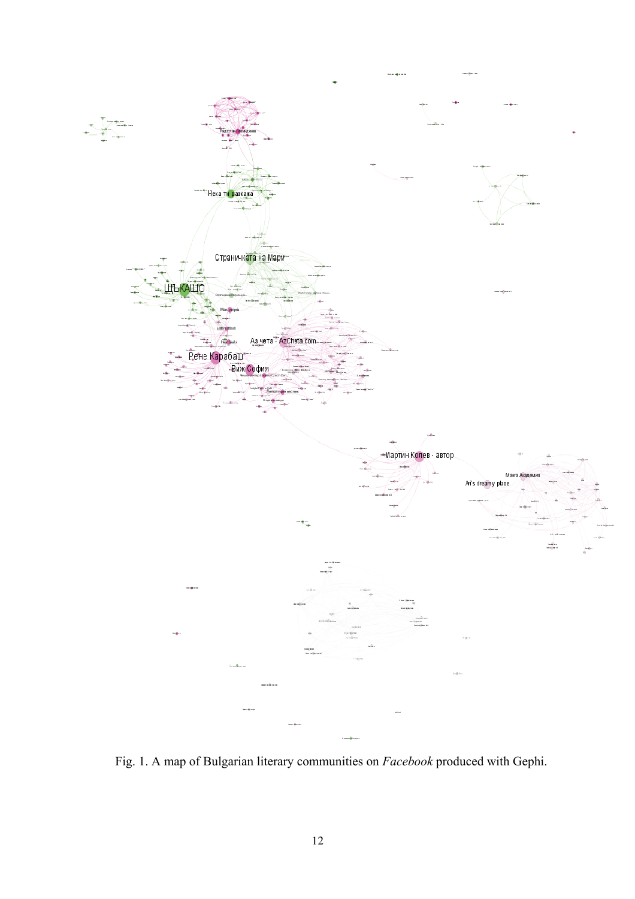Fig. 1. A map of Bulgarian literary communities on *Facebook* produced with Gephi.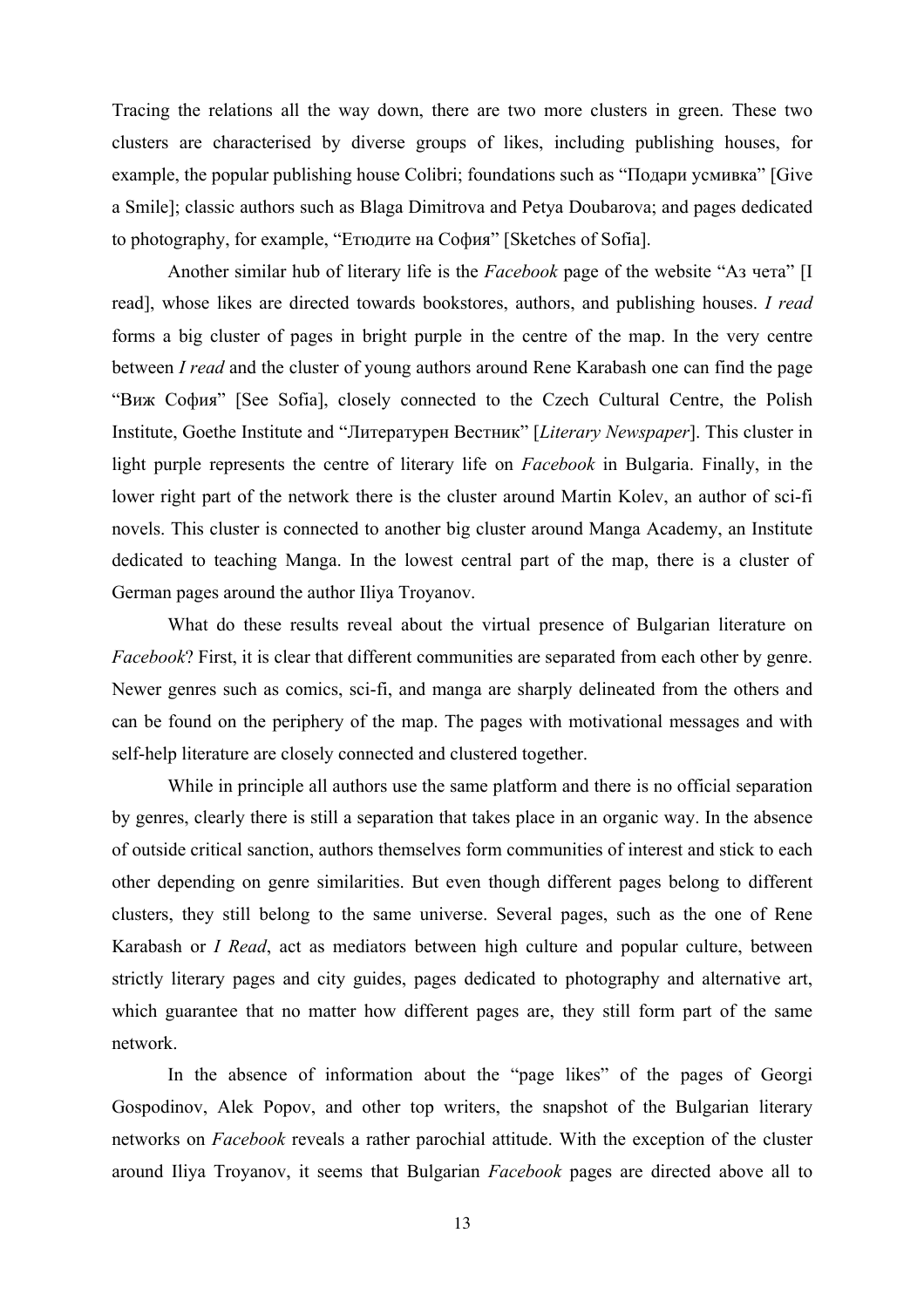Tracing the relations all the way down, there are two more clusters in green. These two clusters are characterised by diverse groups of likes, including publishing houses, for example, the popular publishing house Colibri; foundations such as "Подари усмивка" [Give a Smile]; classic authors such as Blaga Dimitrova and Petya Doubarova; and pages dedicated to photography, for example, "Етюдите на София" [Sketches of Sofia].

Another similar hub of literary life is the *Facebook* page of the website "Аз чета" [I read], whose likes are directed towards bookstores, authors, and publishing houses. *I read* forms a big cluster of pages in bright purple in the centre of the map. In the very centre between *I read* and the cluster of young authors around Rene Karabash one can find the page "Виж София" [See Sofia], closely connected to the Czech Cultural Centre, the Polish Institute, Goethe Institute and "Литературен Вестник" [*Literary Newspaper*]. This cluster in light purple represents the centre of literary life on *Facebook* in Bulgaria. Finally, in the lower right part of the network there is the cluster around Martin Kolev, an author of sci-fi novels. This cluster is connected to another big cluster around Manga Academy, an Institute dedicated to teaching Manga. In the lowest central part of the map, there is a cluster of German pages around the author Iliya Troyanov.

What do these results reveal about the virtual presence of Bulgarian literature on *Facebook*? First, it is clear that different communities are separated from each other by genre. Newer genres such as comics, sci-fi, and manga are sharply delineated from the others and can be found on the periphery of the map. The pages with motivational messages and with self-help literature are closely connected and clustered together.

While in principle all authors use the same platform and there is no official separation by genres, clearly there is still a separation that takes place in an organic way. In the absence of outside critical sanction, authors themselves form communities of interest and stick to each other depending on genre similarities. But even though different pages belong to different clusters, they still belong to the same universe. Several pages, such as the one of Rene Karabash or *I Read*, act as mediators between high culture and popular culture, between strictly literary pages and city guides, pages dedicated to photography and alternative art, which guarantee that no matter how different pages are, they still form part of the same network.

In the absence of information about the "page likes" of the pages of Georgi Gospodinov, Alek Popov, and other top writers, the snapshot of the Bulgarian literary networks on *Facebook* reveals a rather parochial attitude. With the exception of the cluster around Iliya Troyanov, it seems that Bulgarian *Facebook* pages are directed above all to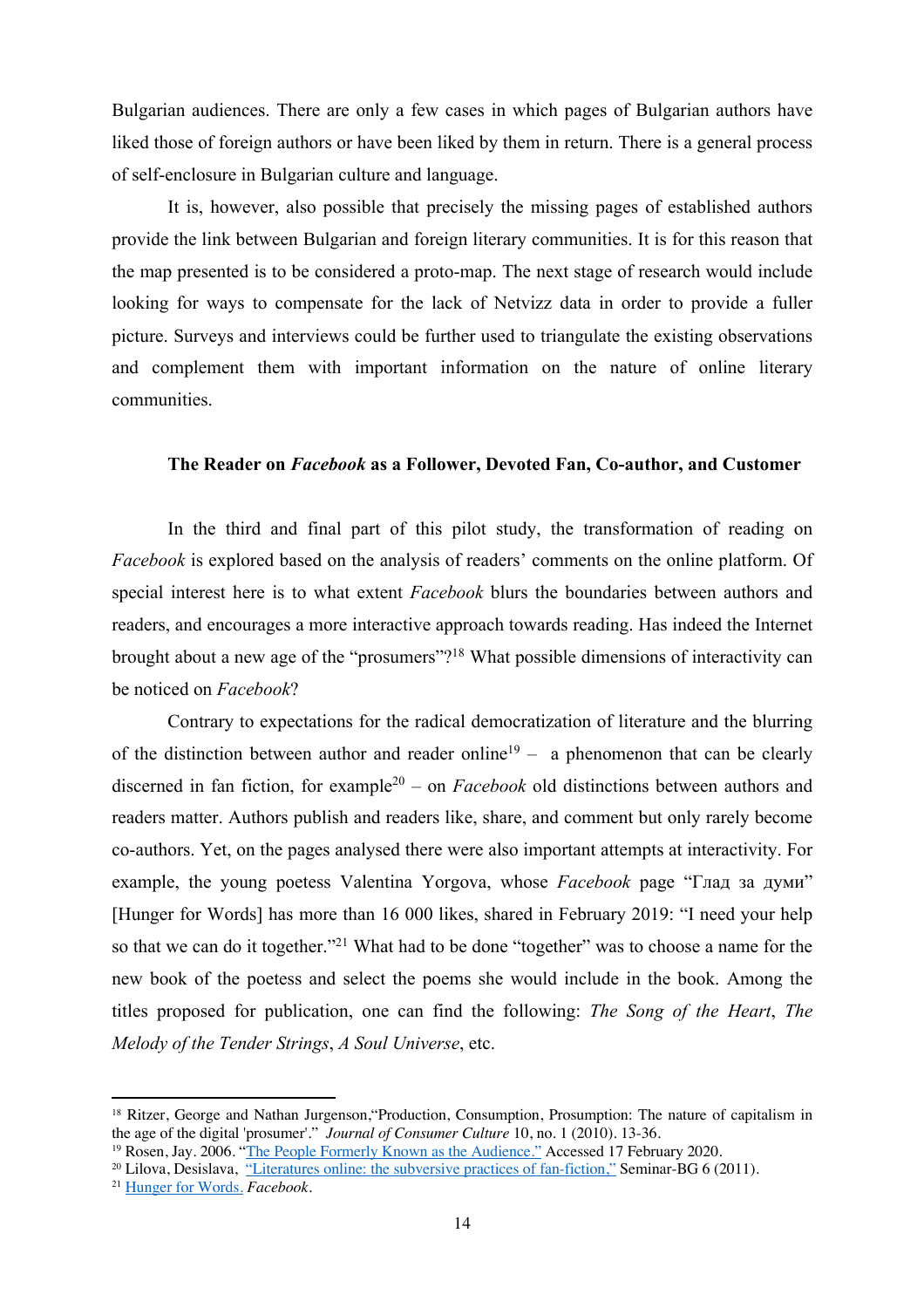Bulgarian audiences. There are only a few cases in which pages of Bulgarian authors have liked those of foreign authors or have been liked by them in return. There is a general process of self-enclosure in Bulgarian culture and language.

It is, however, also possible that precisely the missing pages of established authors provide the link between Bulgarian and foreign literary communities. It is for this reason that the map presented is to be considered a proto-map. The next stage of research would include looking for ways to compensate for the lack of Netvizz data in order to provide a fuller picture. Surveys and interviews could be further used to triangulate the existing observations and complement them with important information on the nature of online literary communities.

### The Reader on *Facebook* as a Follower, Devoted Fan, Co-author, and Customer

In the third and final part of this pilot study, the transformation of reading on *Facebook* is explored based on the analysis of readers' comments on the online platform. Of special interest here is to what extent *Facebook* blurs the boundaries between authors and readers, and encourages a more interactive approach towards reading. Has indeed the Internet brought about a new age of the "prosumers"?[18] What possible dimensions of interactivity can be noticed on *Facebook*?

Contrary to expectations for the radical democratization of literature and the blurring of the distinction between author and reader online[19] – a phenomenon that can be clearly discerned in fan fiction, for example[20] – on *Facebook* old distinctions between authors and readers matter. Authors publish and readers like, share, and comment but only rarely become co-authors. Yet, on the pages analysed there were also important attempts at interactivity. For example, the young poetess Valentina Yorgova, whose *Facebook* page "Глад за думи" [Hunger for Words] has more than 16 000 likes, shared in February 2019: "I need your help so that we can do it together."[21] What had to be done "together" was to choose a name for the new book of the poetess and select the poems she would include in the book. Among the titles proposed for publication, one can find the following: *The Song of the Heart*, *The Melody of the Tender Strings*, *A Soul Universe*, etc.

---

[18] Ritzer, George and Nathan Jurgenson,"Production, Consumption, Prosumption: The nature of capitalism in the age of the digital 'prosumer'." *Journal of Consumer Culture* 10, no. 1 (2010). 13-36.

[19] Rosen, Jay. 2006. "The People Formerly Known as the Audience." Accessed 17 February 2020.

[20] Lilova, Desislava, "Literatures online: the subversive practices of fan-fiction," Seminar-BG 6 (2011).

[21] Hunger for Words. *Facebook*.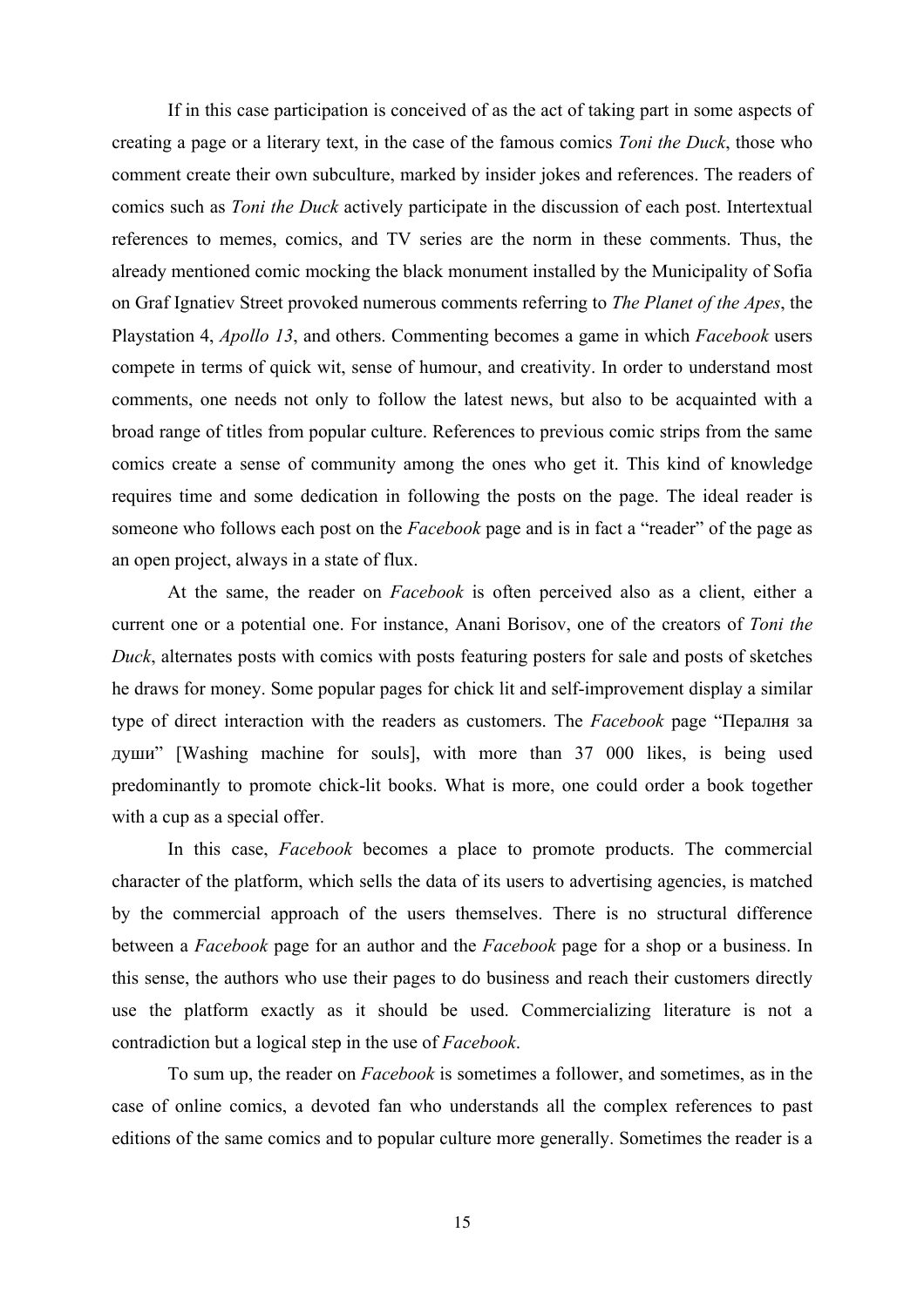If in this case participation is conceived of as the act of taking part in some aspects of creating a page or a literary text, in the case of the famous comics *Toni the Duck*, those who comment create their own subculture, marked by insider jokes and references. The readers of comics such as *Toni the Duck* actively participate in the discussion of each post. Intertextual references to memes, comics, and TV series are the norm in these comments. Thus, the already mentioned comic mocking the black monument installed by the Municipality of Sofia on Graf Ignatiev Street provoked numerous comments referring to *The Planet of the Apes*, the Playstation 4, *Apollo 13*, and others. Commenting becomes a game in which *Facebook* users compete in terms of quick wit, sense of humour, and creativity. In order to understand most comments, one needs not only to follow the latest news, but also to be acquainted with a broad range of titles from popular culture. References to previous comic strips from the same comics create a sense of community among the ones who get it. This kind of knowledge requires time and some dedication in following the posts on the page. The ideal reader is someone who follows each post on the *Facebook* page and is in fact a "reader" of the page as an open project, always in a state of flux.

At the same, the reader on *Facebook* is often perceived also as a client, either a current one or a potential one. For instance, Anani Borisov, one of the creators of *Toni the Duck*, alternates posts with comics with posts featuring posters for sale and posts of sketches he draws for money. Some popular pages for chick lit and self-improvement display a similar type of direct interaction with the readers as customers. The *Facebook* page "Пералня за души" [Washing machine for souls], with more than 37 000 likes, is being used predominantly to promote chick-lit books. What is more, one could order a book together with a cup as a special offer.

In this case, *Facebook* becomes a place to promote products. The commercial character of the platform, which sells the data of its users to advertising agencies, is matched by the commercial approach of the users themselves. There is no structural difference between a *Facebook* page for an author and the *Facebook* page for a shop or a business. In this sense, the authors who use their pages to do business and reach their customers directly use the platform exactly as it should be used. Commercializing literature is not a contradiction but a logical step in the use of *Facebook*.

To sum up, the reader on *Facebook* is sometimes a follower, and sometimes, as in the case of online comics, a devoted fan who understands all the complex references to past editions of the same comics and to popular culture more generally. Sometimes the reader is a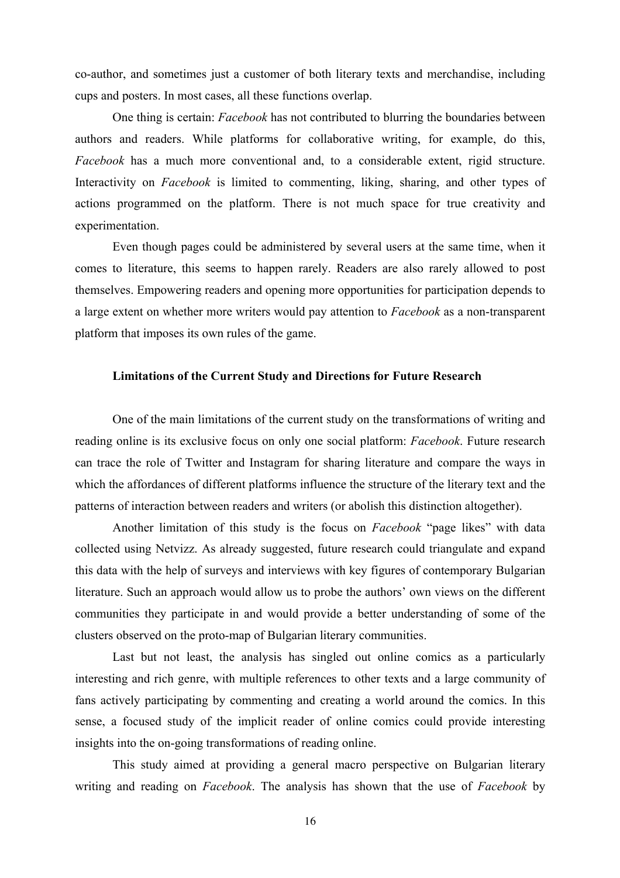co-author, and sometimes just a customer of both literary texts and merchandise, including cups and posters. In most cases, all these functions overlap.

One thing is certain: *Facebook* has not contributed to blurring the boundaries between authors and readers. While platforms for collaborative writing, for example, do this, *Facebook* has a much more conventional and, to a considerable extent, rigid structure. Interactivity on *Facebook* is limited to commenting, liking, sharing, and other types of actions programmed on the platform. There is not much space for true creativity and experimentation.

Even though pages could be administered by several users at the same time, when it comes to literature, this seems to happen rarely. Readers are also rarely allowed to post themselves. Empowering readers and opening more opportunities for participation depends to a large extent on whether more writers would pay attention to *Facebook* as a non-transparent platform that imposes its own rules of the game.

### Limitations of the Current Study and Directions for Future Research

One of the main limitations of the current study on the transformations of writing and reading online is its exclusive focus on only one social platform: *Facebook*. Future research can trace the role of Twitter and Instagram for sharing literature and compare the ways in which the affordances of different platforms influence the structure of the literary text and the patterns of interaction between readers and writers (or abolish this distinction altogether).

Another limitation of this study is the focus on *Facebook* "page likes" with data collected using Netvizz. As already suggested, future research could triangulate and expand this data with the help of surveys and interviews with key figures of contemporary Bulgarian literature. Such an approach would allow us to probe the authors' own views on the different communities they participate in and would provide a better understanding of some of the clusters observed on the proto-map of Bulgarian literary communities.

Last but not least, the analysis has singled out online comics as a particularly interesting and rich genre, with multiple references to other texts and a large community of fans actively participating by commenting and creating a world around the comics. In this sense, a focused study of the implicit reader of online comics could provide interesting insights into the on-going transformations of reading online.

This study aimed at providing a general macro perspective on Bulgarian literary writing and reading on *Facebook*. The analysis has shown that the use of *Facebook* by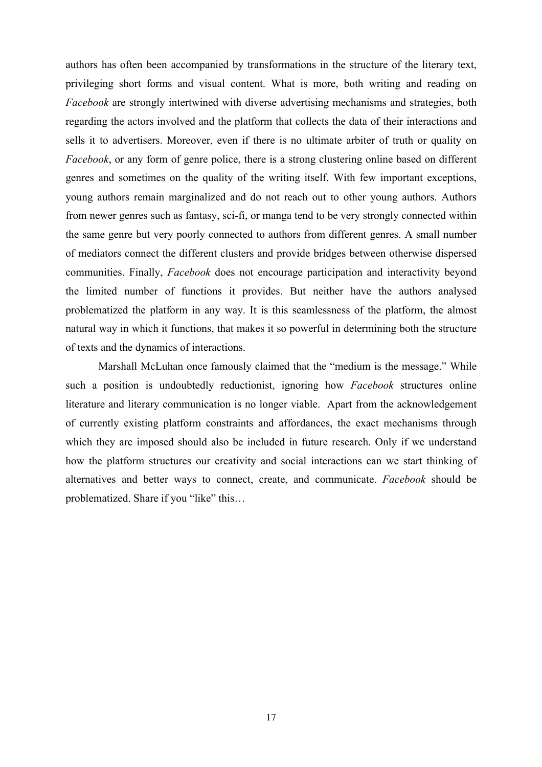authors has often been accompanied by transformations in the structure of the literary text, privileging short forms and visual content. What is more, both writing and reading on *Facebook* are strongly intertwined with diverse advertising mechanisms and strategies, both regarding the actors involved and the platform that collects the data of their interactions and sells it to advertisers. Moreover, even if there is no ultimate arbiter of truth or quality on *Facebook*, or any form of genre police, there is a strong clustering online based on different genres and sometimes on the quality of the writing itself. With few important exceptions, young authors remain marginalized and do not reach out to other young authors. Authors from newer genres such as fantasy, sci-fi, or manga tend to be very strongly connected within the same genre but very poorly connected to authors from different genres. A small number of mediators connect the different clusters and provide bridges between otherwise dispersed communities. Finally, *Facebook* does not encourage participation and interactivity beyond the limited number of functions it provides. But neither have the authors analysed problematized the platform in any way. It is this seamlessness of the platform, the almost natural way in which it functions, that makes it so powerful in determining both the structure of texts and the dynamics of interactions.

Marshall McLuhan once famously claimed that the "medium is the message." While such a position is undoubtedly reductionist, ignoring how *Facebook* structures online literature and literary communication is no longer viable. Apart from the acknowledgement of currently existing platform constraints and affordances, the exact mechanisms through which they are imposed should also be included in future research. Only if we understand how the platform structures our creativity and social interactions can we start thinking of alternatives and better ways to connect, create, and communicate. *Facebook* should be problematized. Share if you "like" this…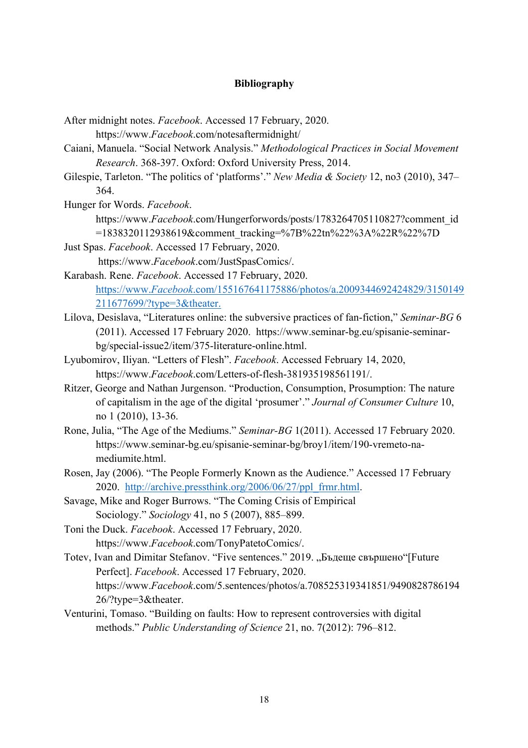**Bibliography**

After midnight notes. *Facebook*. Accessed 17 February, 2020. https://www.*Facebook*.com/notesaftermidnight/

Caiani, Manuela. "Social Network Analysis." *Methodological Practices in Social Movement Research*. 368-397. Oxford: Oxford University Press, 2014.

Gilespie, Tarleton. "The politics of 'platforms'." *New Media & Society* 12, no3 (2010), 347–364.

Hunger for Words. *Facebook*. https://www.*Facebook*.com/Hungerforwords/posts/1783264705110827?comment_id=1838320112938619&comment_tracking=%7B%22tn%22%3A%22R%22%7D

Just Spas. *Facebook*. Accessed 17 February, 2020. https://www.*Facebook*.com/JustSpasComics/.

Karabash. Rene. *Facebook*. Accessed 17 February, 2020. https://www.*Facebook*.com/155167641175886/photos/a.2009344692424829/3150149211677699/?type=3&theater.

Lilova, Desislava, "Literatures online: the subversive practices of fan-fiction," *Seminar-BG* 6 (2011). Accessed 17 February 2020. https://www.seminar-bg.eu/spisanie-seminar-bg/special-issue2/item/375-literature-online.html.

Lyubomirov, Iliyan. "Letters of Flesh". *Facebook*. Accessed February 14, 2020, https://www.*Facebook*.com/Letters-of-flesh-381935198561191/.

Ritzer, George and Nathan Jurgenson. "Production, Consumption, Prosumption: The nature of capitalism in the age of the digital 'prosumer'." *Journal of Consumer Culture* 10, no 1 (2010), 13-36.

Rone, Julia, "The Age of the Mediums." *Seminar-BG* 1(2011). Accessed 17 February 2020. https://www.seminar-bg.eu/spisanie-seminar-bg/broy1/item/190-vremeto-na-mediumite.html.

Rosen, Jay (2006). "The People Formerly Known as the Audience." Accessed 17 February 2020. http://archive.pressthink.org/2006/06/27/ppl_frmr.html.

Savage, Mike and Roger Burrows. "The Coming Crisis of Empirical Sociology." *Sociology* 41, no 5 (2007), 885–899.

Toni the Duck. *Facebook*. Accessed 17 February, 2020. https://www.*Facebook*.com/TonyPatetoComics/.

Totev, Ivan and Dimitar Stefanov. "Five sentences." 2019. „Бъдеще свършено"[Future Perfect]. *Facebook*. Accessed 17 February, 2020. https://www.*Facebook*.com/5.sentences/photos/a.708525319341851/949082878619426/?type=3&theater.

Venturini, Tomaso. "Building on faults: How to represent controversies with digital methods." *Public Understanding of Science* 21, no. 7(2012): 796–812.